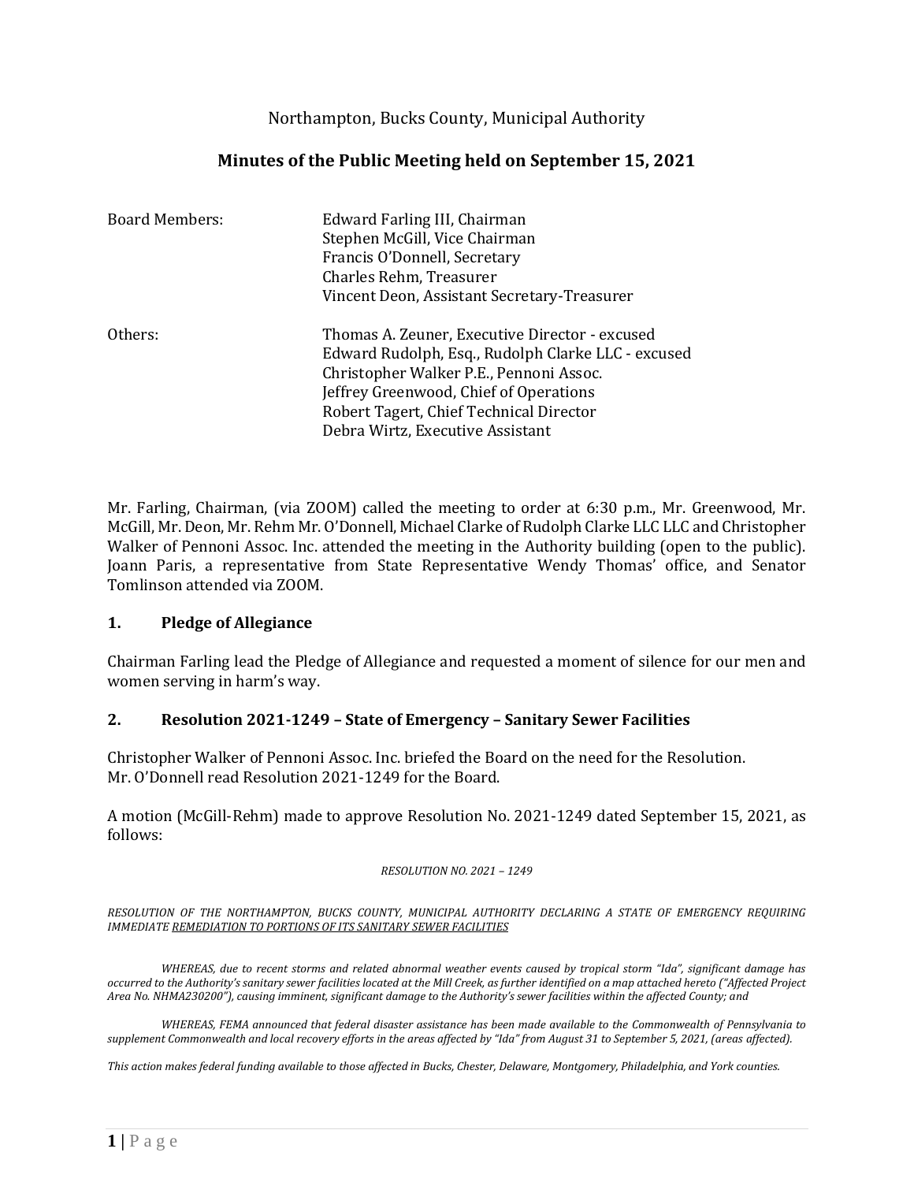Northampton, Bucks County, Municipal Authority

# Minutes of the Public Meeting held on September 15, 2021

| | |
|---|---|
| Board Members: | Edward Farling III, Chairman<br>Stephen McGill, Vice Chairman<br>Francis O'Donnell, Secretary<br>Charles Rehm, Treasurer<br>Vincent Deon, Assistant Secretary-Treasurer |
| Others: | Thomas A. Zeuner, Executive Director - excused<br>Edward Rudolph, Esq., Rudolph Clarke LLC - excused<br>Christopher Walker P.E., Pennoni Assoc.<br>Jeffrey Greenwood, Chief of Operations<br>Robert Tagert, Chief Technical Director<br>Debra Wirtz, Executive Assistant |

Mr. Farling, Chairman, (via ZOOM) called the meeting to order at 6:30 p.m., Mr. Greenwood, Mr. McGill, Mr. Deon, Mr. Rehm Mr. O'Donnell, Michael Clarke of Rudolph Clarke LLC LLC and Christopher Walker of Pennoni Assoc. Inc. attended the meeting in the Authority building (open to the public). Joann Paris, a representative from State Representative Wendy Thomas' office, and Senator Tomlinson attended via ZOOM.

## 1. Pledge of Allegiance

Chairman Farling lead the Pledge of Allegiance and requested a moment of silence for our men and women serving in harm's way.

## 2. Resolution 2021-1249 – State of Emergency – Sanitary Sewer Facilities

Christopher Walker of Pennoni Assoc. Inc. briefed the Board on the need for the Resolution.
Mr. O'Donnell read Resolution 2021-1249 for the Board.

A motion (McGill-Rehm) made to approve Resolution No. 2021-1249 dated September 15, 2021, as follows:

*RESOLUTION NO. 2021 – 1249*

*RESOLUTION OF THE NORTHAMPTON, BUCKS COUNTY, MUNICIPAL AUTHORITY DECLARING A STATE OF EMERGENCY REQUIRING IMMEDIATE REMEDIATION TO PORTIONS OF ITS SANITARY SEWER FACILITIES*

*WHEREAS, due to recent storms and related abnormal weather events caused by tropical storm "Ida", significant damage has occurred to the Authority's sanitary sewer facilities located at the Mill Creek, as further identified on a map attached hereto ("Affected Project Area No. NHMA230200"), causing imminent, significant damage to the Authority's sewer facilities within the affected County; and*

*WHEREAS, FEMA announced that federal disaster assistance has been made available to the Commonwealth of Pennsylvania to supplement Commonwealth and local recovery efforts in the areas affected by "Ida" from August 31 to September 5, 2021, (areas affected).*

*This action makes federal funding available to those affected in Bucks, Chester, Delaware, Montgomery, Philadelphia, and York counties.*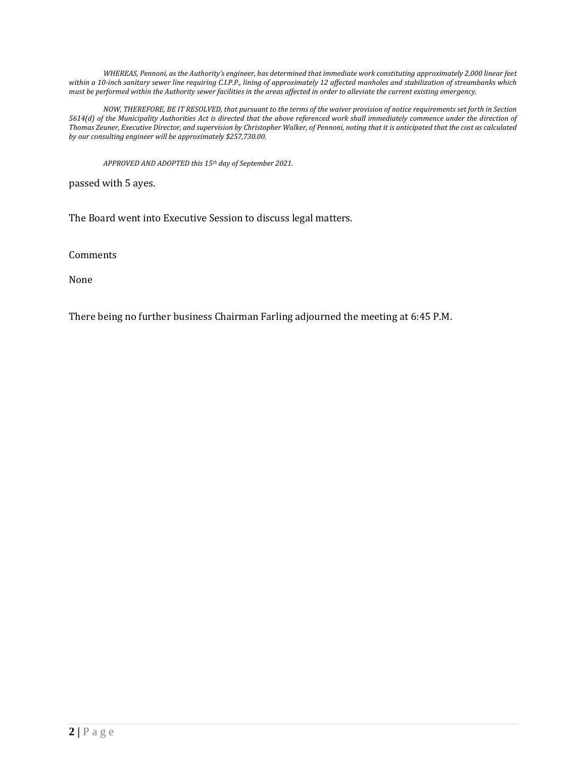*WHEREAS, Pennoni, as the Authority's engineer, has determined that immediate work constituting approximately 2,000 linear feet within a 10-inch sanitary sewer line requiring C.I.P.P., lining of approximately 12 affected manholes and stabilization of streambanks which must be performed within the Authority sewer facilities in the areas affected in order to alleviate the current existing emergency.*

*NOW, THEREFORE, BE IT RESOLVED, that pursuant to the terms of the waiver provision of notice requirements set forth in Section 5614(d) of the Municipality Authorities Act is directed that the above referenced work shall immediately commence under the direction of Thomas Zeuner, Executive Director, and supervision by Christopher Walker, of Pennoni, noting that it is anticipated that the cost as calculated by our consulting engineer will be approximately $257,730.00.*

*APPROVED AND ADOPTED this 15th day of September 2021.*

passed with 5 ayes.

The Board went into Executive Session to discuss legal matters.

Comments

None

There being no further business Chairman Farling adjourned the meeting at 6:45 P.M.